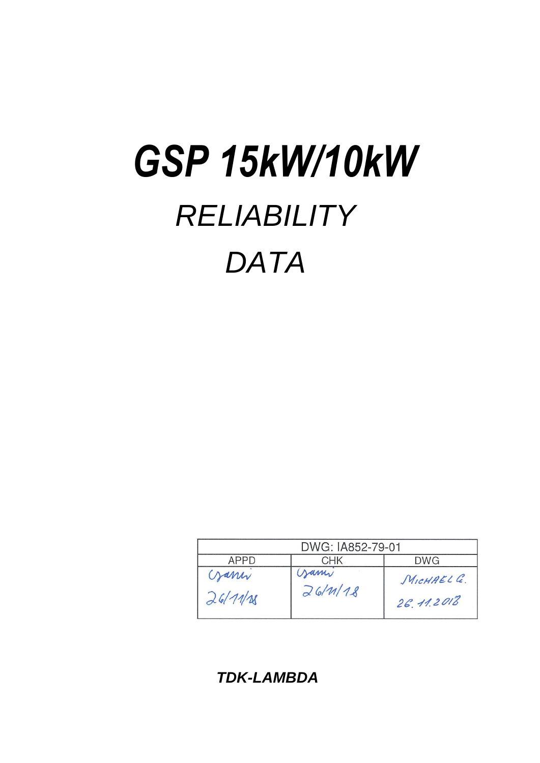# *GSP 15kW/10kW*

## *RELIABILITY*

## *DATA*

| DWG: IA852-79-01 | | |
|---|---|---|
| APPD | CHK | DWG |
| Usami 26/11/18 | Usami 26/11/18 | MICHAEL G. 26.11.2018 |

***TDK-LAMBDA***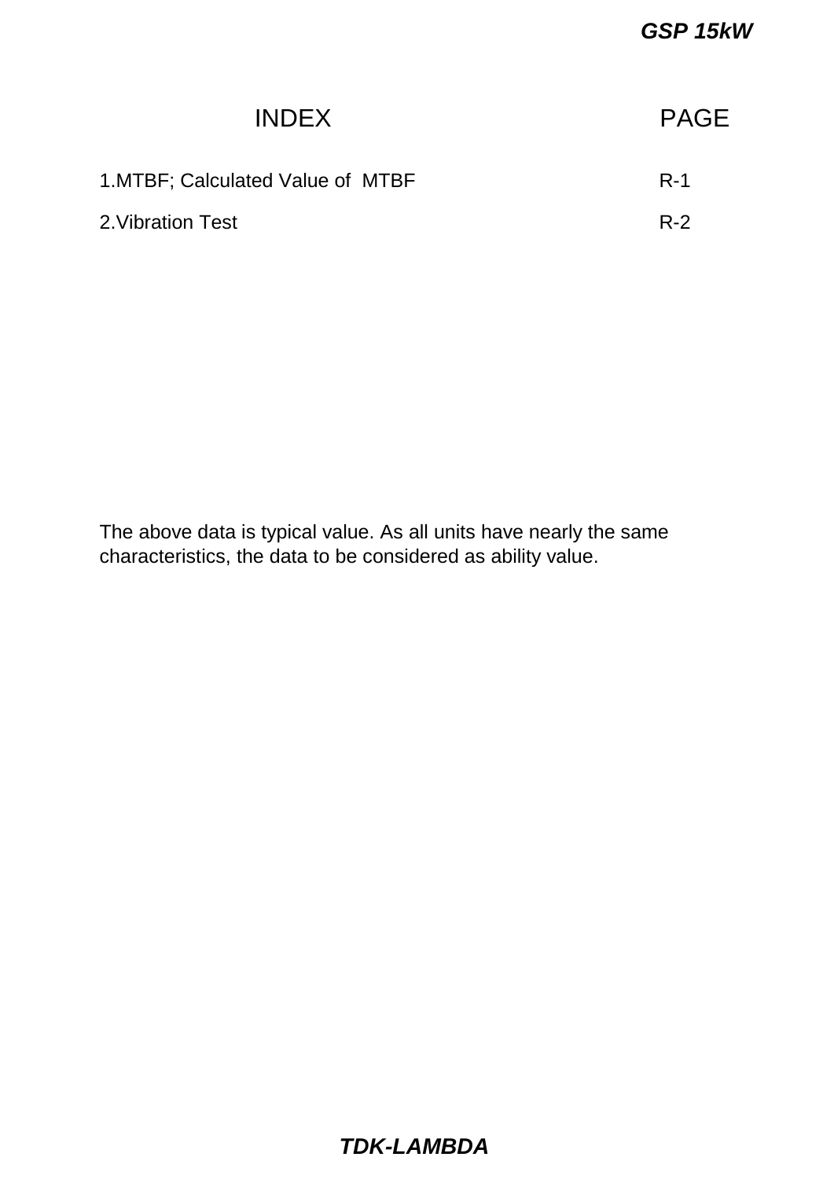# INDEX

| INDEX | PAGE |
| --- | --- |
| 1.MTBF; Calculated Value of MTBF | R-1 |
| 2.Vibration Test | R-2 |

The above data is typical value. As all units have nearly the same characteristics, the data to be considered as ability value.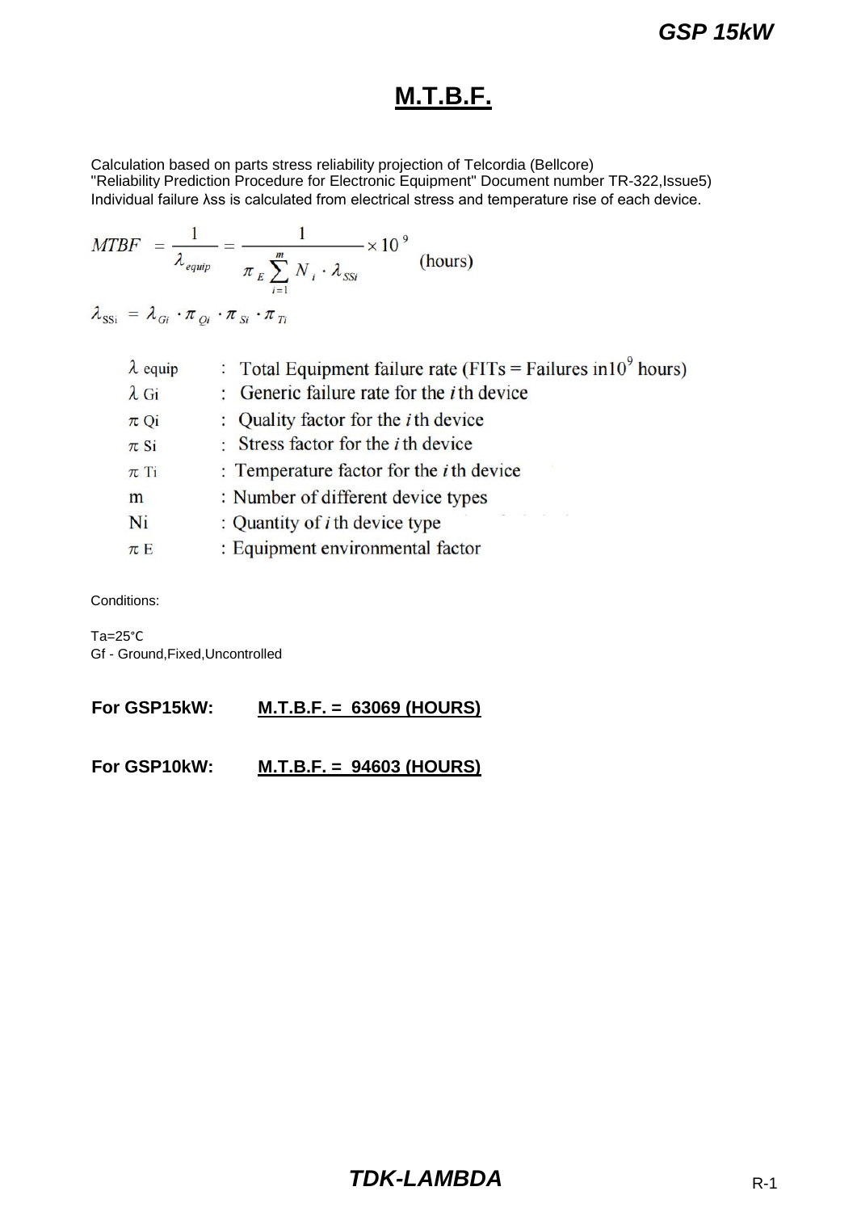# M.T.B.F.

Calculation based on parts stress reliability projection of Telcordia (Bellcore)
"Reliability Prediction Procedure for Electronic Equipment" Document number TR-322,Issue5)
Individual failure $\lambda ss$ is calculated from electrical stress and temperature rise of each device.

$$MTBF = \frac{1}{\lambda_{equip}} = \frac{1}{\pi_E \sum_{i=1}^{m} N_i \cdot \lambda_{SSi}} \times 10^9 \quad \text{(hours)}$$

$$\lambda_{SSi} = \lambda_{Gi} \cdot \pi_{Qi} \cdot \pi_{Si} \cdot \pi_{Ti}$$

| | | |
|---|---|---|
| $\lambda$ equip | : | Total Equipment failure rate (FITs = Failures in$10^9$ hours) |
| $\lambda$ Gi | : | Generic failure rate for the *i* th device |
| $\pi$ Qi | : | Quality factor for the *i* th device |
| $\pi$ Si | : | Stress factor for the *i* th device |
| $\pi$ Ti | : | Temperature factor for the *i* th device |
| m | : | Number of different device types |
| Ni | : | Quantity of *i* th device type |
| $\pi$ E | : | Equipment environmental factor |

Conditions:

Ta=25°C
Gf - Ground,Fixed,Uncontrolled

**For GSP15kW:** **M.T.B.F. = 63069 (HOURS)**

**For GSP10kW:** **M.T.B.F. = 94603 (HOURS)**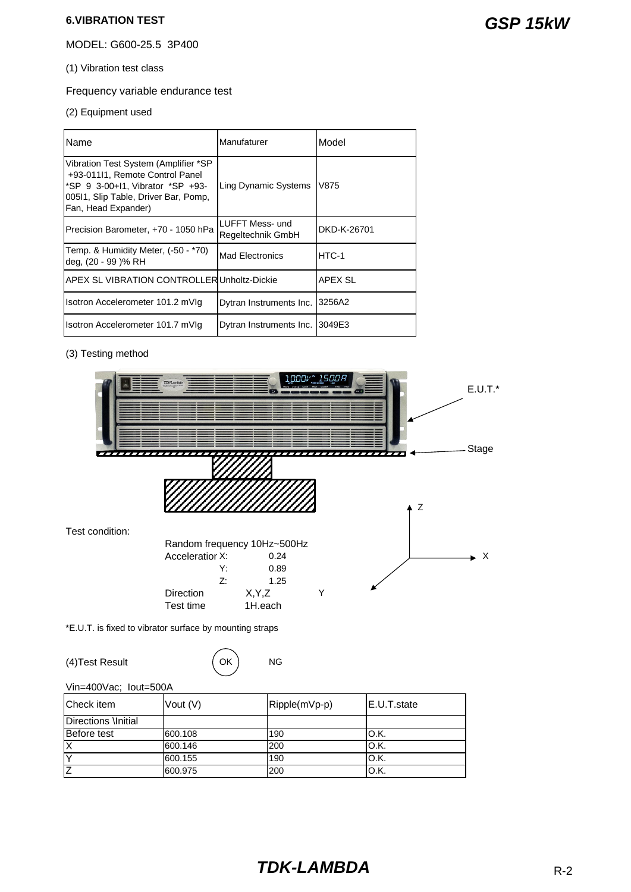## 6.VIBRATION TEST

**GSP 15kW**

MODEL: G600-25.5 3P400

(1) Vibration test class

Frequency variable endurance test

(2) Equipment used

| Name | Manufaturer | Model |
|---|---|---|
| Vibration Test System (Amplifier *SP +93-011I1, Remote Control Panel *SP 9 3-00+I1, Vibrator *SP +93-005I1, Slip Table, Driver Bar, Pomp, Fan, Head Expander) | Ling Dynamic Systems | V875 |
| Precision Barometer, +70 - 1050 hPa | LUFFT Mess- und Regeltechnik GmbH | DKD-K-26701 |
| Temp. & Humidity Meter, (-50 - *70) deg, (20 - 99 )% RH | Mad Electronics | HTC-1 |
| APEX SL VIBRATION CONTROLLER | Unholtz-Dickie | APEX SL |
| Isotron Accelerometer 101.2 mVIg | Dytran Instruments Inc. | 3256A2 |
| Isotron Accelerometer 101.7 mVIg | Dytran Instruments Inc. | 3049E3 |

(3) Testing method

E.U.T.*

Stage

Z

X

Y

Test condition:

Random frequency 10Hz~500Hz

Acceleration X: 0.24
Y: 0.89
Z: 1.25

Direction X,Y,Z

Test time 1H.each

*E.U.T. is fixed to vibrator surface by mounting straps

(4)Test Result OK NG

Vin=400Vac; Iout=500A

| Check item | Vout (V) | Ripple(mVp-p) | E.U.T.state |
|---|---|---|---|
| Directions \Initial | | | |
| Before test | 600.108 | 190 | O.K. |
| X | 600.146 | 200 | O.K. |
| Y | 600.155 | 190 | O.K. |
| Z | 600.975 | 200 | O.K. |